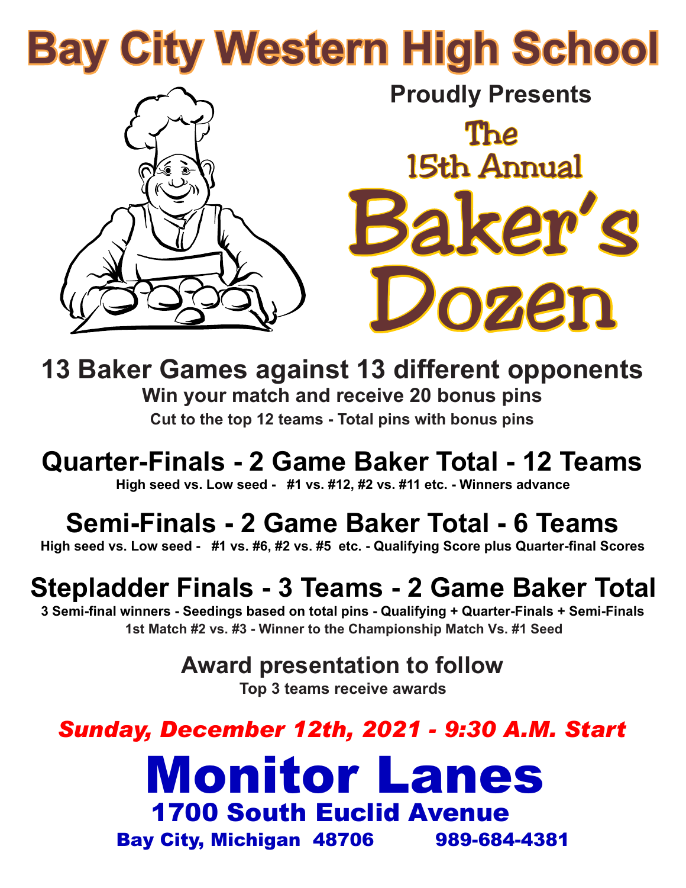# Bay City Western High School

**Proudly Presents**

# The 15th Annual Baker's Dozen

## 13 Baker Games against 13 different opponents

**Win your match and receive 20 bonus pins**

**Cut to the top 12 teams - Total pins with bonus pins**

## Quarter-Finals - 2 Game Baker Total - 12 Teams

**High seed vs. Low seed - #1 vs. #12, #2 vs. #11 etc. - Winners advance**

## Semi-Finals - 2 Game Baker Total - 6 Teams

**High seed vs. Low seed - #1 vs. #6, #2 vs. #5 etc. - Qualifying Score plus Quarter-final Scores**

## Stepladder Finals - 3 Teams - 2 Game Baker Total

**3 Semi-final winners - Seedings based on total pins - Qualifying + Quarter-Finals + Semi-Finals**

**1st Match #2 vs. #3 - Winner to the Championship Match Vs. #1 Seed**

### Award presentation to follow

**Top 3 teams receive awards**

***Sunday, December 12th, 2021 - 9:30 A.M. Start***

# Monitor Lanes

## 1700 South Euclid Avenue

**Bay City, Michigan 48706 989-684-4381**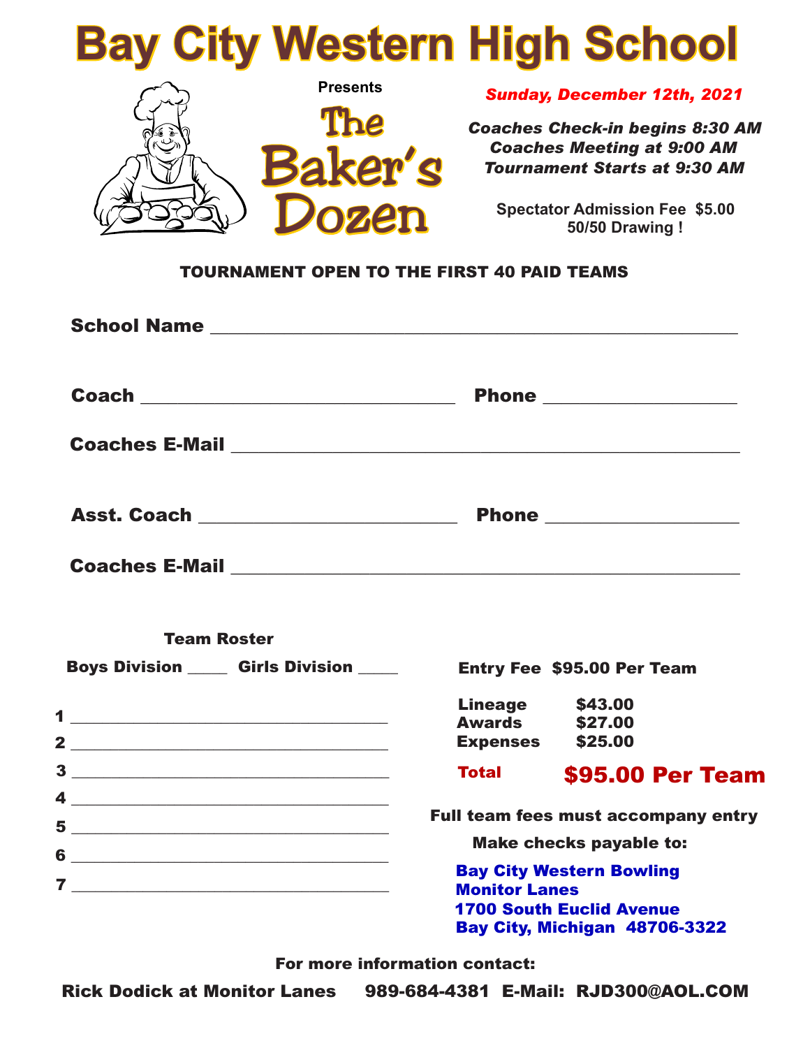# Bay City Western High School

Presents

## The Baker's Dozen

*Sunday, December 12th, 2021*

***Coaches Check-in begins 8:30 AM***
***Coaches Meeting at 9:00 AM***
***Tournament Starts at 9:30 AM***

**Spectator Admission Fee $5.00**
**50/50 Drawing !**

**TOURNAMENT OPEN TO THE FIRST 40 PAID TEAMS**

**School Name** ______________________________________________

**Coach** ______________________________ **Phone** ____________________

**Coaches E-Mail** ______________________________________________

**Asst. Coach** __________________________ **Phone** ____________________

**Coaches E-Mail** ______________________________________________

**Team Roster**

**Boys Division** _____ **Girls Division** _____

1 ______________________________
2 ______________________________
3 ______________________________
4 ______________________________
5 ______________________________
6 ______________________________
7 ______________________________

**Entry Fee $95.00 Per Team**

| | |
|---|---|
| **Lineage** | **$43.00** |
| **Awards** | **$27.00** |
| **Expenses** | **$25.00** |
| **Total** | **$95.00 Per Team** |

**Full team fees must accompany entry**

**Make checks payable to:**

**Bay City Western Bowling**
**Monitor Lanes**
**1700 South Euclid Avenue**
**Bay City, Michigan 48706-3322**

**For more information contact:**

**Rick Dodick at Monitor Lanes 989-684-4381 E-Mail: RJD300@AOL.COM**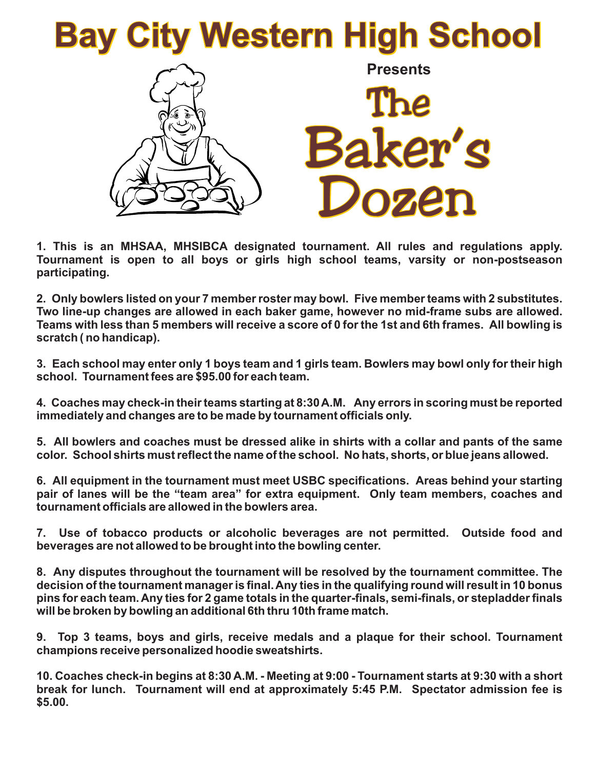# Bay City Western High School

**Presents**

# The Baker's Dozen

**1. This is an MHSAA, MHSIBCA designated tournament. All rules and regulations apply. Tournament is open to all boys or girls high school teams, varsity or non-postseason participating.**

**2. Only bowlers listed on your 7 member roster may bowl. Five member teams with 2 substitutes. Two line-up changes are allowed in each baker game, however no mid-frame subs are allowed. Teams with less than 5 members will receive a score of 0 for the 1st and 6th frames. All bowling is scratch ( no handicap).**

**3. Each school may enter only 1 boys team and 1 girls team. Bowlers may bowl only for their high school. Tournament fees are $95.00 for each team.**

**4. Coaches may check-in their teams starting at 8:30 A.M. Any errors in scoring must be reported immediately and changes are to be made by tournament officials only.**

**5. All bowlers and coaches must be dressed alike in shirts with a collar and pants of the same color. School shirts must reflect the name of the school. No hats, shorts, or blue jeans allowed.**

**6. All equipment in the tournament must meet USBC specifications. Areas behind your starting pair of lanes will be the "team area" for extra equipment. Only team members, coaches and tournament officials are allowed in the bowlers area.**

**7. Use of tobacco products or alcoholic beverages are not permitted. Outside food and beverages are not allowed to be brought into the bowling center.**

**8. Any disputes throughout the tournament will be resolved by the tournament committee. The decision of the tournament manager is final. Any ties in the qualifying round will result in 10 bonus pins for each team. Any ties for 2 game totals in the quarter-finals, semi-finals, or stepladder finals will be broken by bowling an additional 6th thru 10th frame match.**

**9. Top 3 teams, boys and girls, receive medals and a plaque for their school. Tournament champions receive personalized hoodie sweatshirts.**

**10. Coaches check-in begins at 8:30 A.M. - Meeting at 9:00 - Tournament starts at 9:30 with a short break for lunch. Tournament will end at approximately 5:45 P.M. Spectator admission fee is $5.00.**